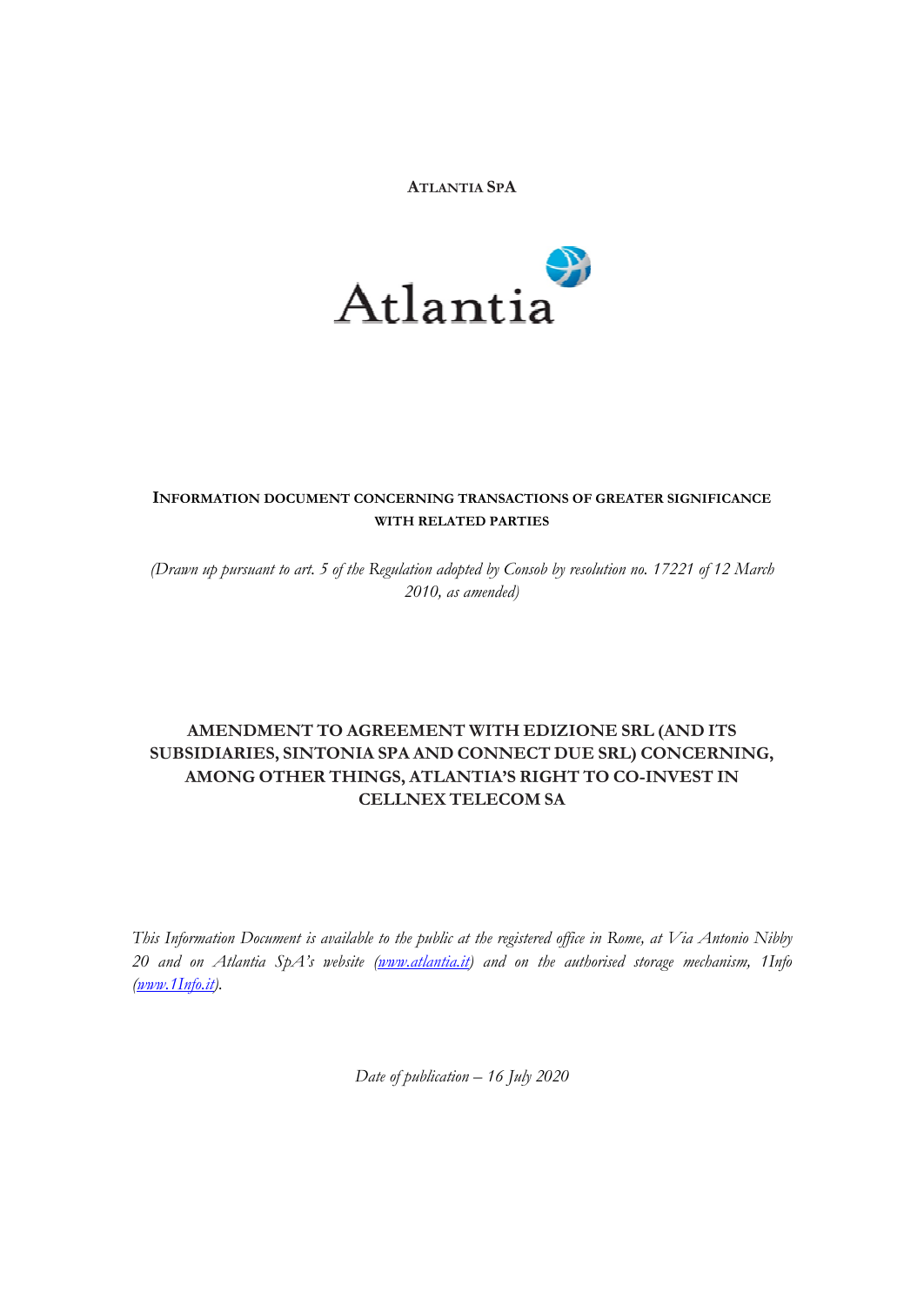**ATLANTIA SPA**

Atlantia

**INFORMATION DOCUMENT CONCERNING TRANSACTIONS OF GREATER SIGNIFICANCE WITH RELATED PARTIES**

*(Drawn up pursuant to art. 5 of the Regulation adopted by Consob by resolution no. 17221 of 12 March 2010, as amended)*

# AMENDMENT TO AGREEMENT WITH EDIZIONE SRL (AND ITS SUBSIDIARIES, SINTONIA SPA AND CONNECT DUE SRL) CONCERNING, AMONG OTHER THINGS, ATLANTIA'S RIGHT TO CO-INVEST IN CELLNEX TELECOM SA

*This Information Document is available to the public at the registered office in Rome, at Via Antonio Nibby 20 and on Atlantia SpA's website ([www.atlantia.it](www.atlantia.it)) and on the authorised storage mechanism, 1Info ([www.1Info.it](www.1Info.it)).*

*Date of publication – 16 July 2020*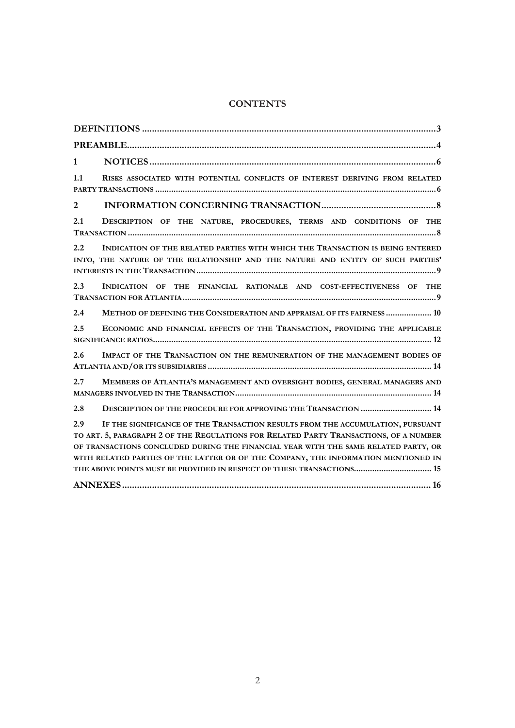## CONTENTS

| | |
|---|---|
| **DEFINITIONS** | **3** |
| **PREAMBLE** | **4** |
| **1 NOTICES** | **6** |
| **1.1 RISKS ASSOCIATED WITH POTENTIAL CONFLICTS OF INTEREST DERIVING FROM RELATED PARTY TRANSACTIONS** | **6** |
| **2 INFORMATION CONCERNING TRANSACTION** | **8** |
| **2.1 DESCRIPTION OF THE NATURE, PROCEDURES, TERMS AND CONDITIONS OF THE TRANSACTION** | **8** |
| **2.2 INDICATION OF THE RELATED PARTIES WITH WHICH THE TRANSACTION IS BEING ENTERED INTO, THE NATURE OF THE RELATIONSHIP AND THE NATURE AND ENTITY OF SUCH PARTIES' INTERESTS IN THE TRANSACTION** | **9** |
| **2.3 INDICATION OF THE FINANCIAL RATIONALE AND COST-EFFECTIVENESS OF THE TRANSACTION FOR ATLANTIA** | **9** |
| **2.4 METHOD OF DEFINING THE CONSIDERATION AND APPRAISAL OF ITS FAIRNESS** | **10** |
| **2.5 ECONOMIC AND FINANCIAL EFFECTS OF THE TRANSACTION, PROVIDING THE APPLICABLE SIGNIFICANCE RATIOS** | **12** |
| **2.6 IMPACT OF THE TRANSACTION ON THE REMUNERATION OF THE MANAGEMENT BODIES OF ATLANTIA AND/OR ITS SUBSIDIARIES** | **14** |
| **2.7 MEMBERS OF ATLANTIA'S MANAGEMENT AND OVERSIGHT BODIES, GENERAL MANAGERS AND MANAGERS INVOLVED IN THE TRANSACTION** | **14** |
| **2.8 DESCRIPTION OF THE PROCEDURE FOR APPROVING THE TRANSACTION** | **14** |
| **2.9 IF THE SIGNIFICANCE OF THE TRANSACTION RESULTS FROM THE ACCUMULATION, PURSUANT TO ART. 5, PARAGRAPH 2 OF THE REGULATIONS FOR RELATED PARTY TRANSACTIONS, OF A NUMBER OF TRANSACTIONS CONCLUDED DURING THE FINANCIAL YEAR WITH THE SAME RELATED PARTY, OR WITH RELATED PARTIES OF THE LATTER OR OF THE COMPANY, THE INFORMATION MENTIONED IN THE ABOVE POINTS MUST BE PROVIDED IN RESPECT OF THESE TRANSACTIONS** | **15** |
| **ANNEXES** | **16** |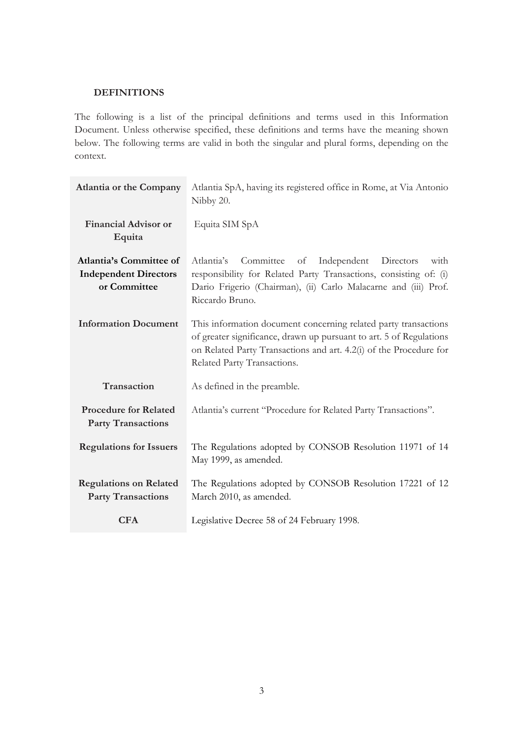## DEFINITIONS

The following is a list of the principal definitions and terms used in this Information Document. Unless otherwise specified, these definitions and terms have the meaning shown below. The following terms are valid in both the singular and plural forms, depending on the context.

| Term | Definition |
|---|---|
| **Atlantia or the Company** | Atlantia SpA, having its registered office in Rome, at Via Antonio Nibby 20. |
| **Financial Advisor or Equita** | Equita SIM SpA |
| **Atlantia's Committee of Independent Directors or Committee** | Atlantia's Committee of Independent Directors with responsibility for Related Party Transactions, consisting of: (i) Dario Frigerio (Chairman), (ii) Carlo Malacarne and (iii) Prof. Riccardo Bruno. |
| **Information Document** | This information document concerning related party transactions of greater significance, drawn up pursuant to art. 5 of Regulations on Related Party Transactions and art. 4.2(i) of the Procedure for Related Party Transactions. |
| **Transaction** | As defined in the preamble. |
| **Procedure for Related Party Transactions** | Atlantia's current "Procedure for Related Party Transactions". |
| **Regulations for Issuers** | The Regulations adopted by CONSOB Resolution 11971 of 14 May 1999, as amended. |
| **Regulations on Related Party Transactions** | The Regulations adopted by CONSOB Resolution 17221 of 12 March 2010, as amended. |
| **CFA** | Legislative Decree 58 of 24 February 1998. |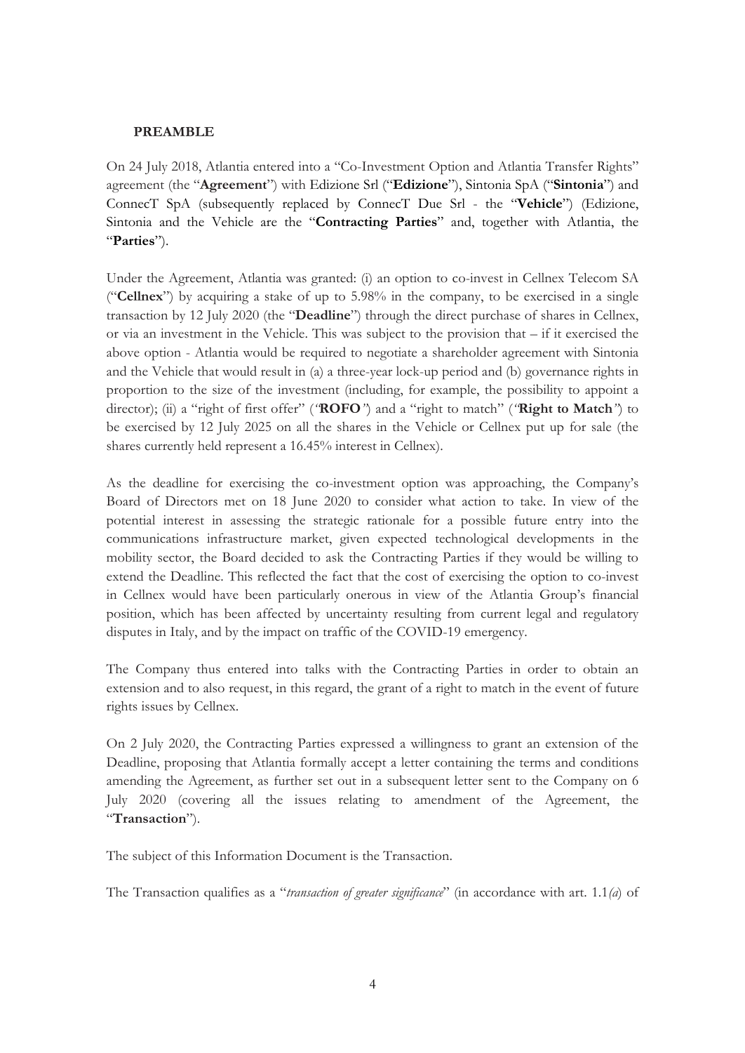## PREAMBLE

On 24 July 2018, Atlantia entered into a "Co-Investment Option and Atlantia Transfer Rights" agreement (the "**Agreement**") with Edizione Srl ("**Edizione**"), Sintonia SpA ("**Sintonia**") and ConnecT SpA (subsequently replaced by ConnecT Due Srl - the "**Vehicle**") (Edizione, Sintonia and the Vehicle are the "**Contracting Parties**" and, together with Atlantia, the "**Parties**").

Under the Agreement, Atlantia was granted: (i) an option to co-invest in Cellnex Telecom SA ("**Cellnex**") by acquiring a stake of up to 5.98% in the company, to be exercised in a single transaction by 12 July 2020 (the "**Deadline**") through the direct purchase of shares in Cellnex, or via an investment in the Vehicle. This was subject to the provision that – if it exercised the above option - Atlantia would be required to negotiate a shareholder agreement with Sintonia and the Vehicle that would result in (a) a three-year lock-up period and (b) governance rights in proportion to the size of the investment (including, for example, the possibility to appoint a director); (ii) a "right of first offer" (*"***ROFO***"*) and a "right to match" (*"***Right to Match***"*) to be exercised by 12 July 2025 on all the shares in the Vehicle or Cellnex put up for sale (the shares currently held represent a 16.45% interest in Cellnex).

As the deadline for exercising the co-investment option was approaching, the Company's Board of Directors met on 18 June 2020 to consider what action to take. In view of the potential interest in assessing the strategic rationale for a possible future entry into the communications infrastructure market, given expected technological developments in the mobility sector, the Board decided to ask the Contracting Parties if they would be willing to extend the Deadline. This reflected the fact that the cost of exercising the option to co-invest in Cellnex would have been particularly onerous in view of the Atlantia Group's financial position, which has been affected by uncertainty resulting from current legal and regulatory disputes in Italy, and by the impact on traffic of the COVID-19 emergency.

The Company thus entered into talks with the Contracting Parties in order to obtain an extension and to also request, in this regard, the grant of a right to match in the event of future rights issues by Cellnex.

On 2 July 2020, the Contracting Parties expressed a willingness to grant an extension of the Deadline, proposing that Atlantia formally accept a letter containing the terms and conditions amending the Agreement, as further set out in a subsequent letter sent to the Company on 6 July 2020 (covering all the issues relating to amendment of the Agreement, the "**Transaction**").

The subject of this Information Document is the Transaction.

The Transaction qualifies as a "*transaction of greater significance*" (in accordance with art. 1.1*(a*) of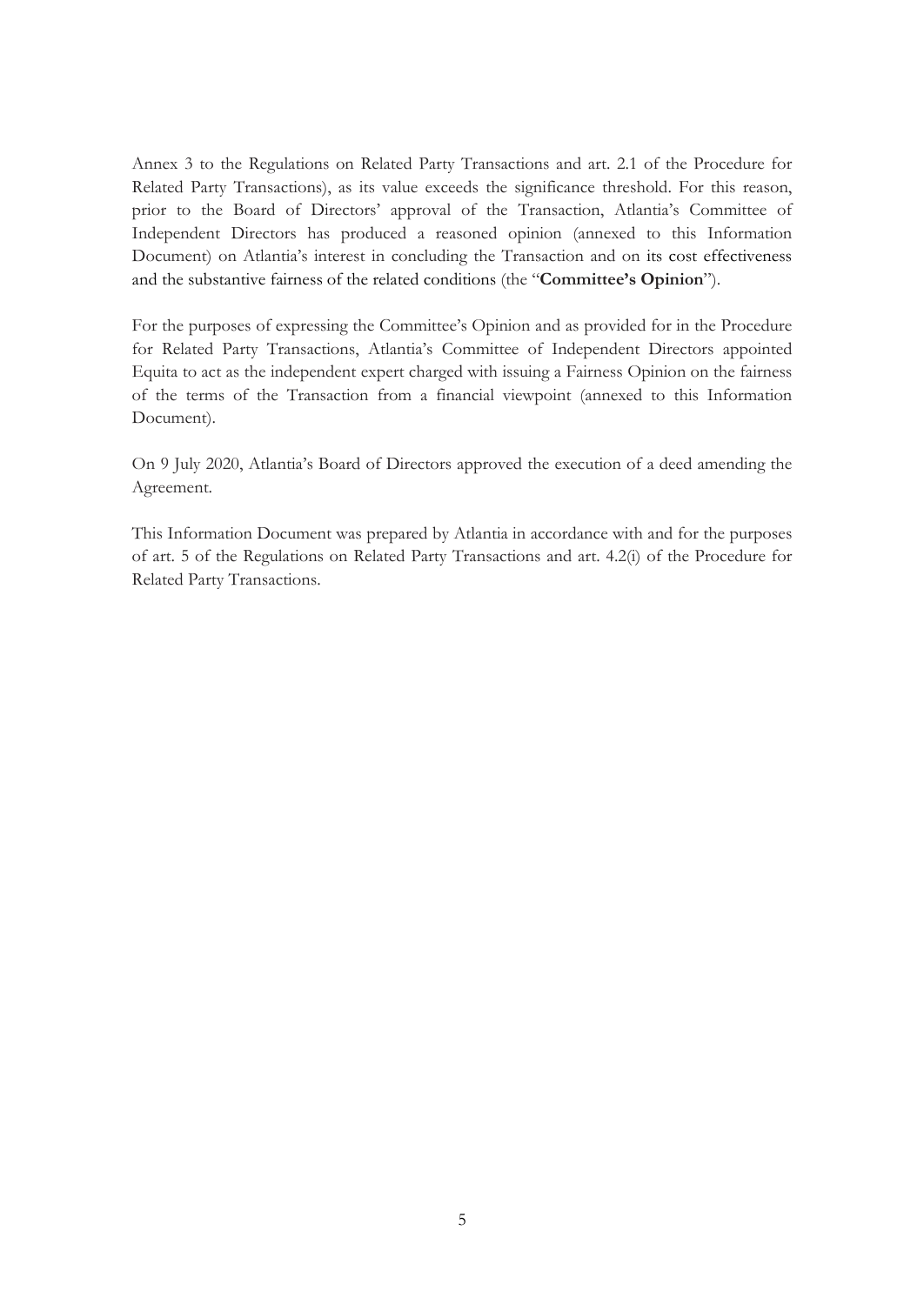Annex 3 to the Regulations on Related Party Transactions and art. 2.1 of the Procedure for Related Party Transactions), as its value exceeds the significance threshold. For this reason, prior to the Board of Directors' approval of the Transaction, Atlantia's Committee of Independent Directors has produced a reasoned opinion (annexed to this Information Document) on Atlantia's interest in concluding the Transaction and on its cost effectiveness and the substantive fairness of the related conditions (the "**Committee's Opinion**").

For the purposes of expressing the Committee's Opinion and as provided for in the Procedure for Related Party Transactions, Atlantia's Committee of Independent Directors appointed Equita to act as the independent expert charged with issuing a Fairness Opinion on the fairness of the terms of the Transaction from a financial viewpoint (annexed to this Information Document).

On 9 July 2020, Atlantia's Board of Directors approved the execution of a deed amending the Agreement.

This Information Document was prepared by Atlantia in accordance with and for the purposes of art. 5 of the Regulations on Related Party Transactions and art. 4.2(i) of the Procedure for Related Party Transactions.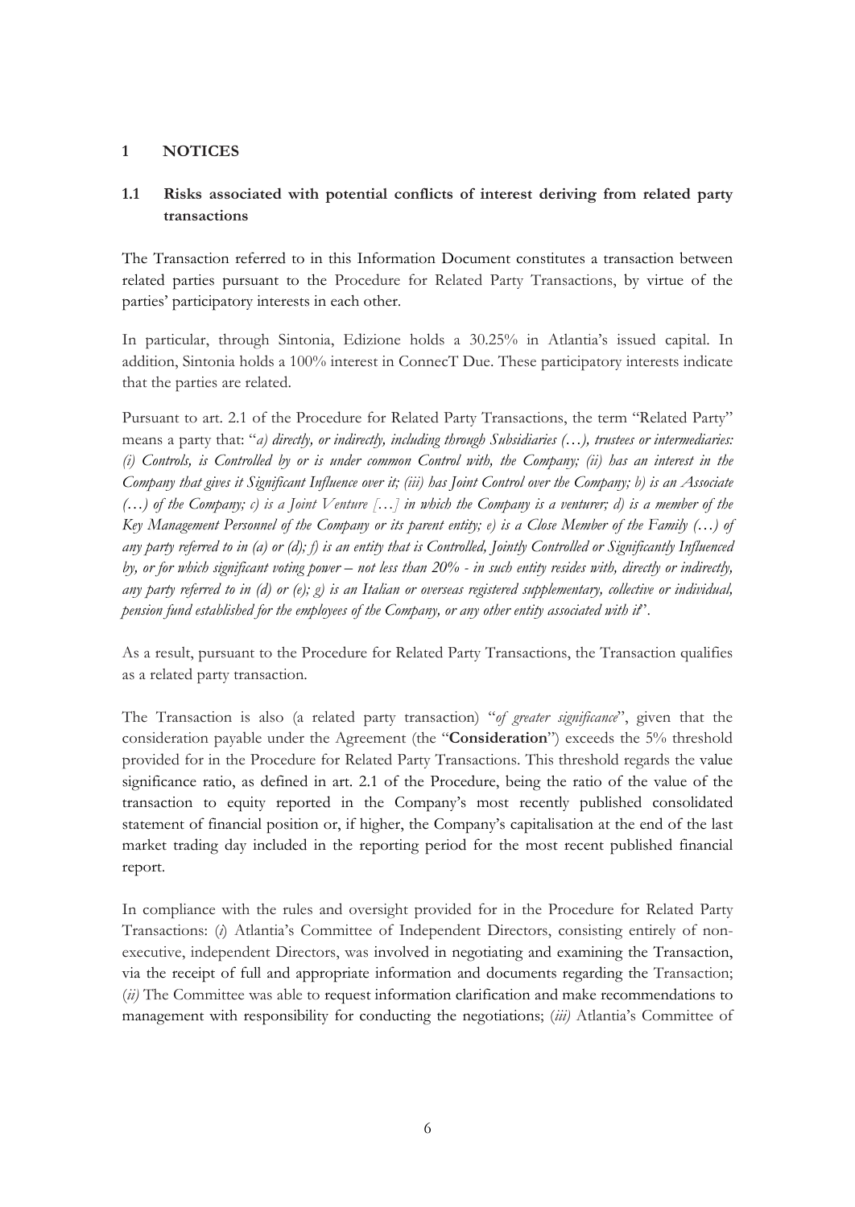# 1 NOTICES

## 1.1 Risks associated with potential conflicts of interest deriving from related party transactions

The Transaction referred to in this Information Document constitutes a transaction between related parties pursuant to the Procedure for Related Party Transactions, by virtue of the parties' participatory interests in each other.

In particular, through Sintonia, Edizione holds a 30.25% in Atlantia's issued capital. In addition, Sintonia holds a 100% interest in ConnecT Due. These participatory interests indicate that the parties are related.

Pursuant to art. 2.1 of the Procedure for Related Party Transactions, the term "Related Party" means a party that: "*a) directly, or indirectly, including through Subsidiaries (…), trustees or intermediaries: (i) Controls, is Controlled by or is under common Control with, the Company; (ii) has an interest in the Company that gives it Significant Influence over it; (iii) has Joint Control over the Company; b) is an Associate (…) of the Company; c) is a Joint Venture […] in which the Company is a venturer; d) is a member of the Key Management Personnel of the Company or its parent entity; e) is a Close Member of the Family (…) of any party referred to in (a) or (d); f) is an entity that is Controlled, Jointly Controlled or Significantly Influenced by, or for which significant voting power – not less than 20% - in such entity resides with, directly or indirectly, any party referred to in (d) or (e); g) is an Italian or overseas registered supplementary, collective or individual, pension fund established for the employees of the Company, or any other entity associated with it*".

As a result, pursuant to the Procedure for Related Party Transactions, the Transaction qualifies as a related party transaction.

The Transaction is also (a related party transaction) "*of greater significance*", given that the consideration payable under the Agreement (the "**Consideration**") exceeds the 5% threshold provided for in the Procedure for Related Party Transactions. This threshold regards the value significance ratio, as defined in art. 2.1 of the Procedure, being the ratio of the value of the transaction to equity reported in the Company's most recently published consolidated statement of financial position or, if higher, the Company's capitalisation at the end of the last market trading day included in the reporting period for the most recent published financial report.

In compliance with the rules and oversight provided for in the Procedure for Related Party Transactions: (*i*) Atlantia's Committee of Independent Directors, consisting entirely of non-executive, independent Directors, was involved in negotiating and examining the Transaction, via the receipt of full and appropriate information and documents regarding the Transaction; (*ii)* The Committee was able to request information clarification and make recommendations to management with responsibility for conducting the negotiations; (*iii)* Atlantia's Committee of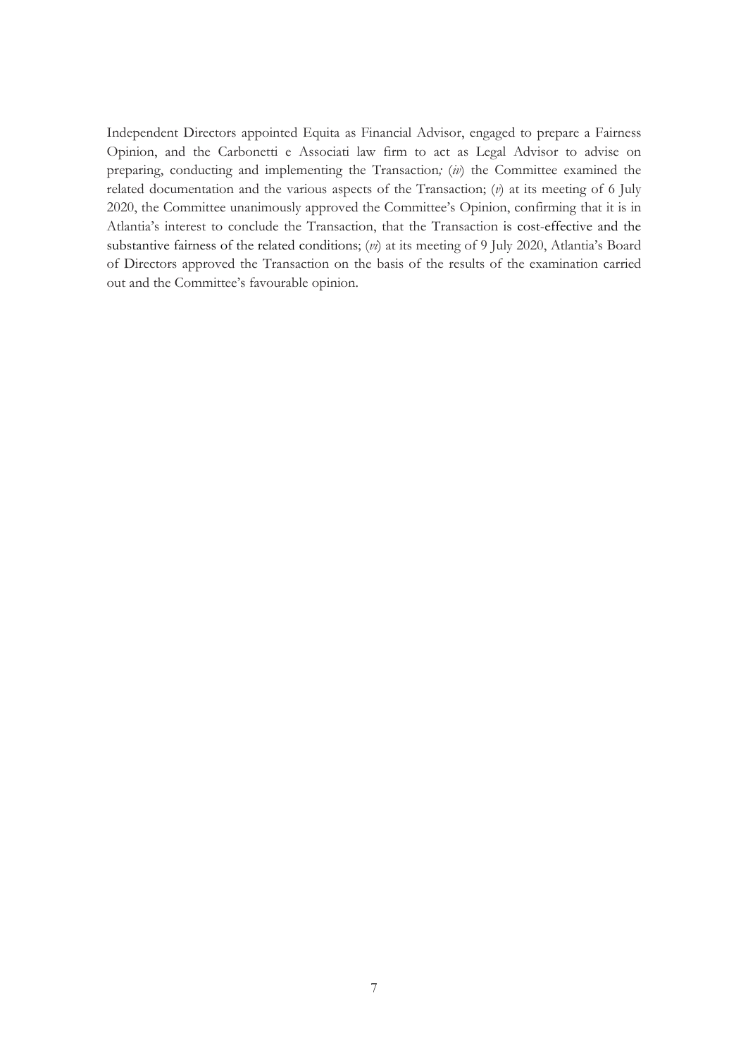Independent Directors appointed Equita as Financial Advisor, engaged to prepare a Fairness Opinion, and the Carbonetti e Associati law firm to act as Legal Advisor to advise on preparing, conducting and implementing the Transaction; (*iv*) the Committee examined the related documentation and the various aspects of the Transaction; (*v*) at its meeting of 6 July 2020, the Committee unanimously approved the Committee's Opinion, confirming that it is in Atlantia's interest to conclude the Transaction, that the Transaction is cost-effective and the substantive fairness of the related conditions; (*vi*) at its meeting of 9 July 2020, Atlantia's Board of Directors approved the Transaction on the basis of the results of the examination carried out and the Committee's favourable opinion.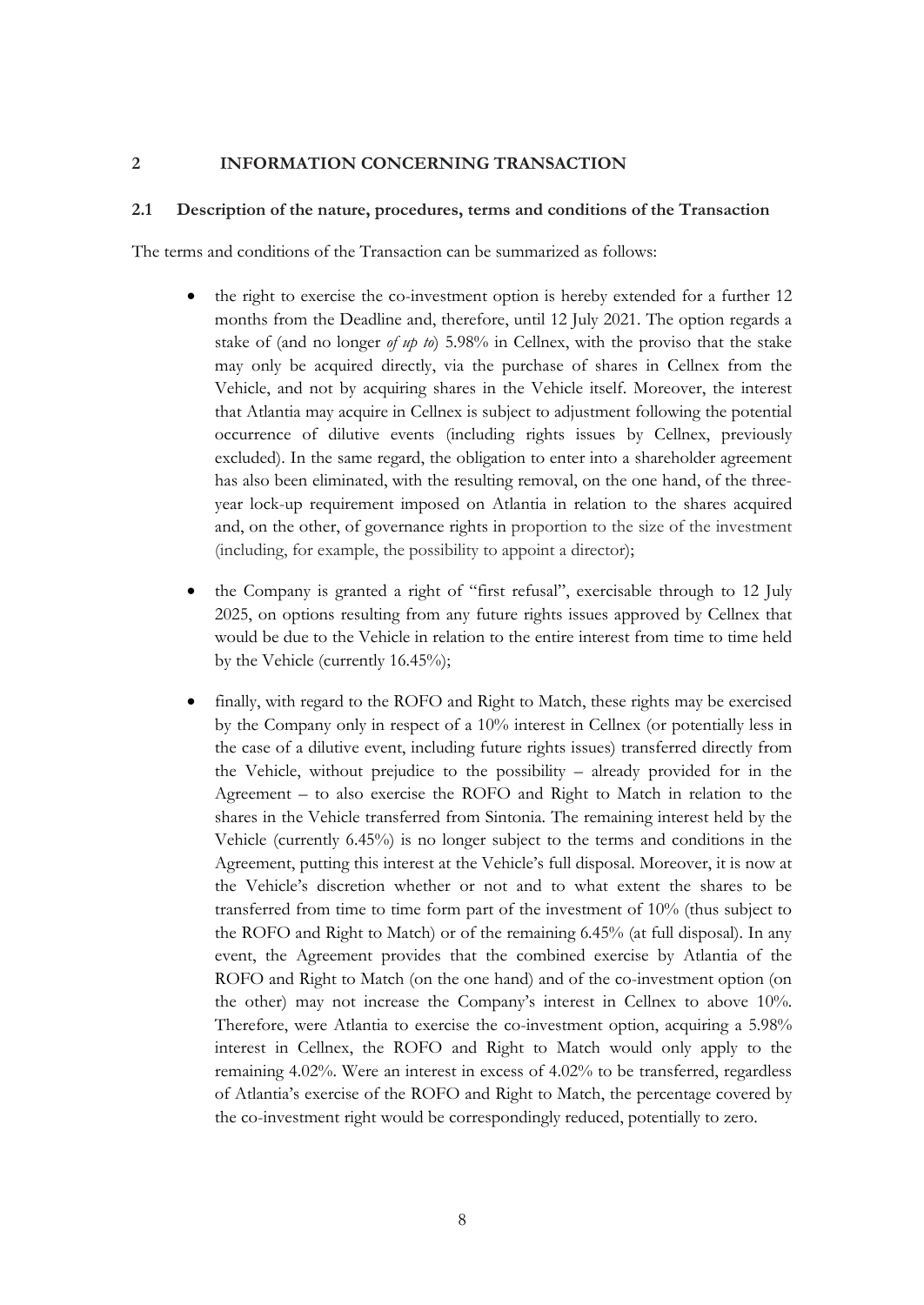## 2 INFORMATION CONCERNING TRANSACTION

### 2.1 Description of the nature, procedures, terms and conditions of the Transaction

The terms and conditions of the Transaction can be summarized as follows:

- the right to exercise the co-investment option is hereby extended for a further 12 months from the Deadline and, therefore, until 12 July 2021. The option regards a stake of (and no longer *of up to*) 5.98% in Cellnex, with the proviso that the stake may only be acquired directly, via the purchase of shares in Cellnex from the Vehicle, and not by acquiring shares in the Vehicle itself. Moreover, the interest that Atlantia may acquire in Cellnex is subject to adjustment following the potential occurrence of dilutive events (including rights issues by Cellnex, previously excluded). In the same regard, the obligation to enter into a shareholder agreement has also been eliminated, with the resulting removal, on the one hand, of the three-year lock-up requirement imposed on Atlantia in relation to the shares acquired and, on the other, of governance rights in proportion to the size of the investment (including, for example, the possibility to appoint a director);
- the Company is granted a right of "first refusal", exercisable through to 12 July 2025, on options resulting from any future rights issues approved by Cellnex that would be due to the Vehicle in relation to the entire interest from time to time held by the Vehicle (currently 16.45%);
- finally, with regard to the ROFO and Right to Match, these rights may be exercised by the Company only in respect of a 10% interest in Cellnex (or potentially less in the case of a dilutive event, including future rights issues) transferred directly from the Vehicle, without prejudice to the possibility – already provided for in the Agreement – to also exercise the ROFO and Right to Match in relation to the shares in the Vehicle transferred from Sintonia. The remaining interest held by the Vehicle (currently 6.45%) is no longer subject to the terms and conditions in the Agreement, putting this interest at the Vehicle's full disposal. Moreover, it is now at the Vehicle's discretion whether or not and to what extent the shares to be transferred from time to time form part of the investment of 10% (thus subject to the ROFO and Right to Match) or of the remaining 6.45% (at full disposal). In any event, the Agreement provides that the combined exercise by Atlantia of the ROFO and Right to Match (on the one hand) and of the co-investment option (on the other) may not increase the Company's interest in Cellnex to above 10%. Therefore, were Atlantia to exercise the co-investment option, acquiring a 5.98% interest in Cellnex, the ROFO and Right to Match would only apply to the remaining 4.02%. Were an interest in excess of 4.02% to be transferred, regardless of Atlantia's exercise of the ROFO and Right to Match, the percentage covered by the co-investment right would be correspondingly reduced, potentially to zero.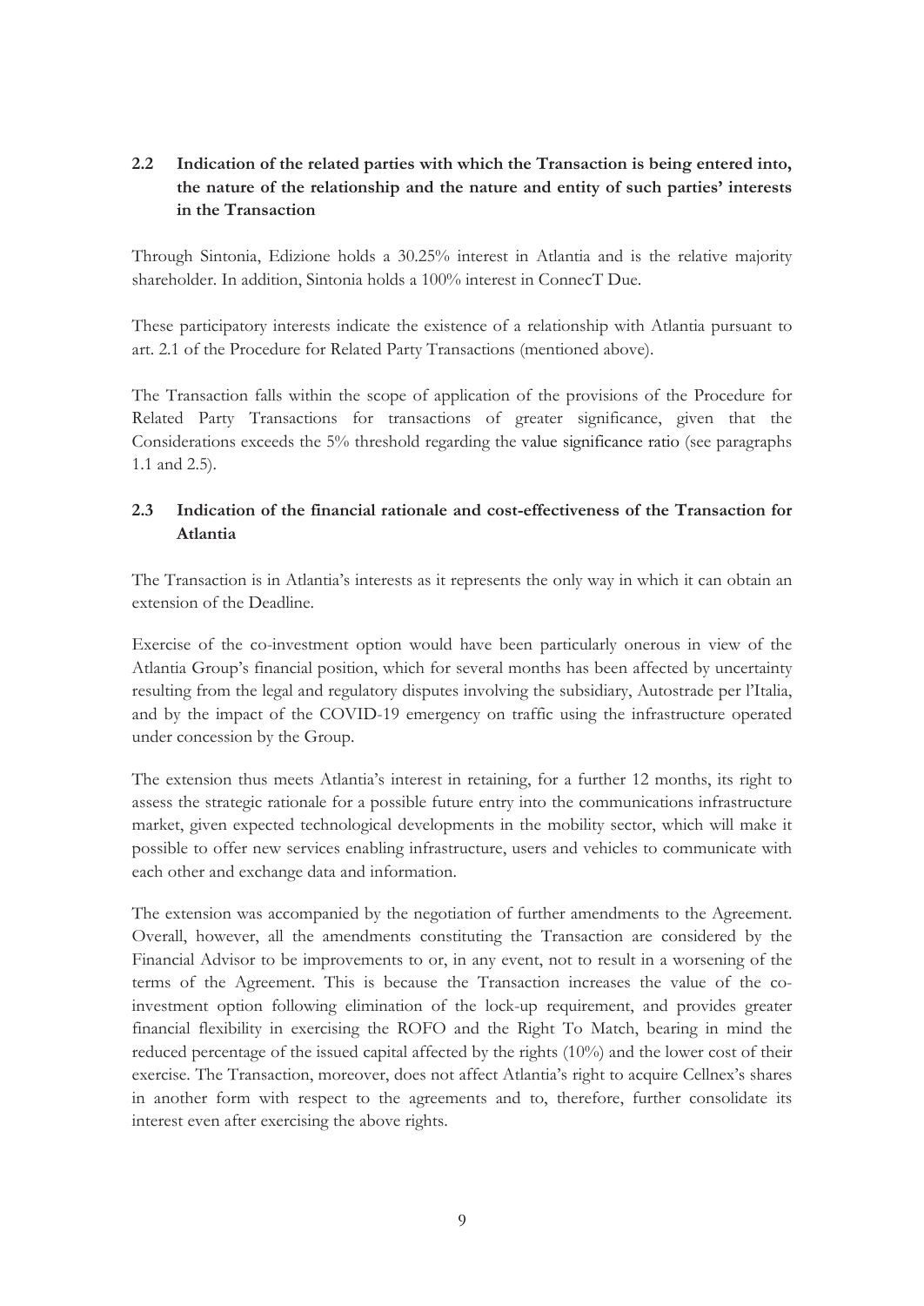### 2.2 Indication of the related parties with which the Transaction is being entered into, the nature of the relationship and the nature and entity of such parties' interests in the Transaction

Through Sintonia, Edizione holds a 30.25% interest in Atlantia and is the relative majority shareholder. In addition, Sintonia holds a 100% interest in ConnecT Due.

These participatory interests indicate the existence of a relationship with Atlantia pursuant to art. 2.1 of the Procedure for Related Party Transactions (mentioned above).

The Transaction falls within the scope of application of the provisions of the Procedure for Related Party Transactions for transactions of greater significance, given that the Considerations exceeds the 5% threshold regarding the value significance ratio (see paragraphs 1.1 and 2.5).

### 2.3 Indication of the financial rationale and cost-effectiveness of the Transaction for Atlantia

The Transaction is in Atlantia's interests as it represents the only way in which it can obtain an extension of the Deadline.

Exercise of the co-investment option would have been particularly onerous in view of the Atlantia Group's financial position, which for several months has been affected by uncertainty resulting from the legal and regulatory disputes involving the subsidiary, Autostrade per l'Italia, and by the impact of the COVID-19 emergency on traffic using the infrastructure operated under concession by the Group.

The extension thus meets Atlantia's interest in retaining, for a further 12 months, its right to assess the strategic rationale for a possible future entry into the communications infrastructure market, given expected technological developments in the mobility sector, which will make it possible to offer new services enabling infrastructure, users and vehicles to communicate with each other and exchange data and information.

The extension was accompanied by the negotiation of further amendments to the Agreement. Overall, however, all the amendments constituting the Transaction are considered by the Financial Advisor to be improvements to or, in any event, not to result in a worsening of the terms of the Agreement. This is because the Transaction increases the value of the co-investment option following elimination of the lock-up requirement, and provides greater financial flexibility in exercising the ROFO and the Right To Match, bearing in mind the reduced percentage of the issued capital affected by the rights (10%) and the lower cost of their exercise. The Transaction, moreover, does not affect Atlantia's right to acquire Cellnex's shares in another form with respect to the agreements and to, therefore, further consolidate its interest even after exercising the above rights.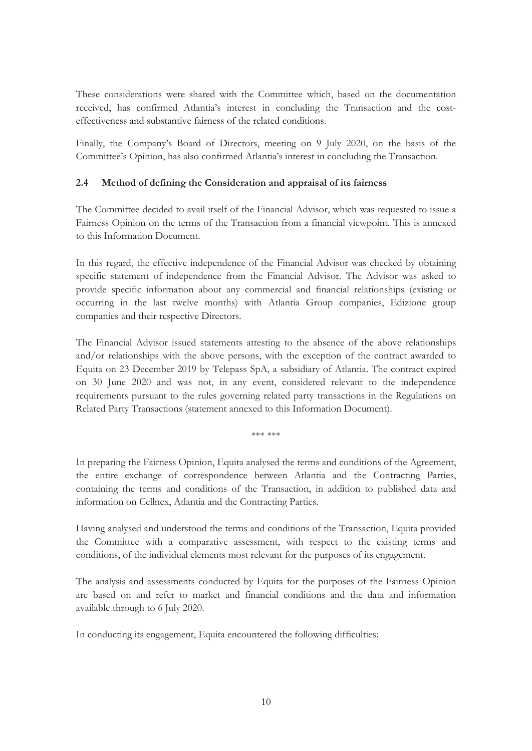These considerations were shared with the Committee which, based on the documentation received, has confirmed Atlantia's interest in concluding the Transaction and the cost-effectiveness and substantive fairness of the related conditions.

Finally, the Company's Board of Directors, meeting on 9 July 2020, on the basis of the Committee's Opinion, has also confirmed Atlantia's interest in concluding the Transaction.

### 2.4 Method of defining the Consideration and appraisal of its fairness

The Committee decided to avail itself of the Financial Advisor, which was requested to issue a Fairness Opinion on the terms of the Transaction from a financial viewpoint. This is annexed to this Information Document.

In this regard, the effective independence of the Financial Advisor was checked by obtaining specific statement of independence from the Financial Advisor. The Advisor was asked to provide specific information about any commercial and financial relationships (existing or occurring in the last twelve months) with Atlantia Group companies, Edizione group companies and their respective Directors.

The Financial Advisor issued statements attesting to the absence of the above relationships and/or relationships with the above persons, with the exception of the contract awarded to Equita on 23 December 2019 by Telepass SpA, a subsidiary of Atlantia. The contract expired on 30 June 2020 and was not, in any event, considered relevant to the independence requirements pursuant to the rules governing related party transactions in the Regulations on Related Party Transactions (statement annexed to this Information Document).

*** ***

In preparing the Fairness Opinion, Equita analysed the terms and conditions of the Agreement, the entire exchange of correspondence between Atlantia and the Contracting Parties, containing the terms and conditions of the Transaction, in addition to published data and information on Cellnex, Atlantia and the Contracting Parties.

Having analysed and understood the terms and conditions of the Transaction, Equita provided the Committee with a comparative assessment, with respect to the existing terms and conditions, of the individual elements most relevant for the purposes of its engagement.

The analysis and assessments conducted by Equita for the purposes of the Fairness Opinion are based on and refer to market and financial conditions and the data and information available through to 6 July 2020.

In conducting its engagement, Equita encountered the following difficulties: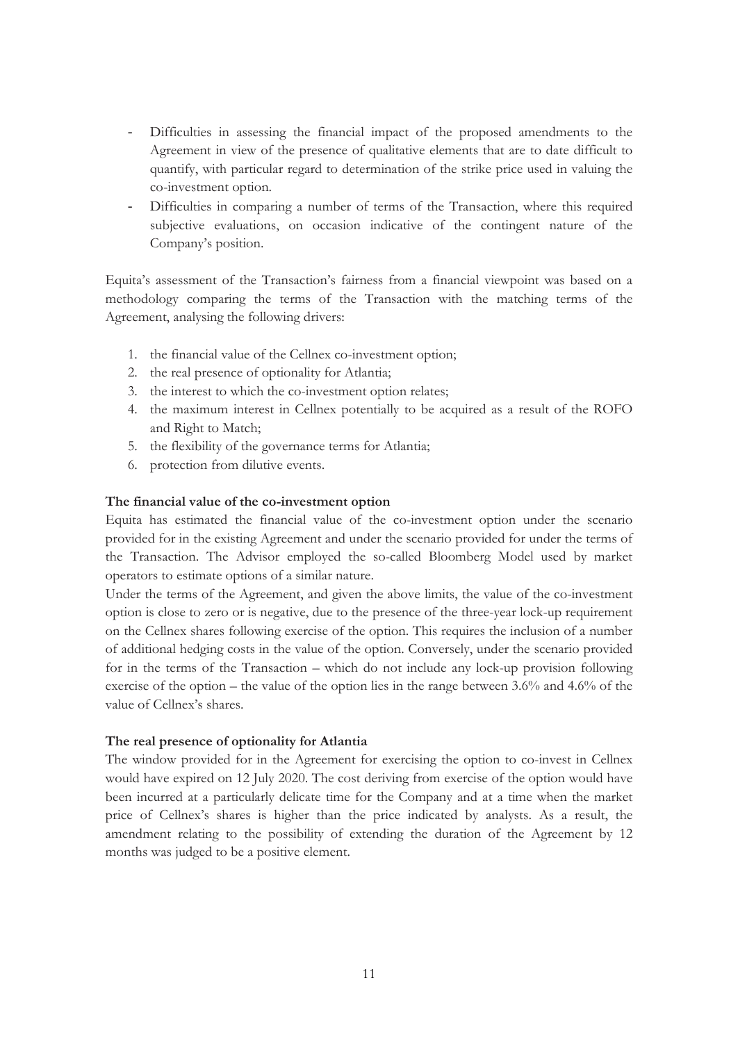- Difficulties in assessing the financial impact of the proposed amendments to the Agreement in view of the presence of qualitative elements that are to date difficult to quantify, with particular regard to determination of the strike price used in valuing the co-investment option.
- Difficulties in comparing a number of terms of the Transaction, where this required subjective evaluations, on occasion indicative of the contingent nature of the Company's position.

Equita's assessment of the Transaction's fairness from a financial viewpoint was based on a methodology comparing the terms of the Transaction with the matching terms of the Agreement, analysing the following drivers:

1. the financial value of the Cellnex co-investment option;
2. the real presence of optionality for Atlantia;
3. the interest to which the co-investment option relates;
4. the maximum interest in Cellnex potentially to be acquired as a result of the ROFO and Right to Match;
5. the flexibility of the governance terms for Atlantia;
6. protection from dilutive events.

**The financial value of the co-investment option**

Equita has estimated the financial value of the co-investment option under the scenario provided for in the existing Agreement and under the scenario provided for under the terms of the Transaction. The Advisor employed the so-called Bloomberg Model used by market operators to estimate options of a similar nature.

Under the terms of the Agreement, and given the above limits, the value of the co-investment option is close to zero or is negative, due to the presence of the three-year lock-up requirement on the Cellnex shares following exercise of the option. This requires the inclusion of a number of additional hedging costs in the value of the option. Conversely, under the scenario provided for in the terms of the Transaction – which do not include any lock-up provision following exercise of the option – the value of the option lies in the range between 3.6% and 4.6% of the value of Cellnex's shares.

**The real presence of optionality for Atlantia**

The window provided for in the Agreement for exercising the option to co-invest in Cellnex would have expired on 12 July 2020. The cost deriving from exercise of the option would have been incurred at a particularly delicate time for the Company and at a time when the market price of Cellnex's shares is higher than the price indicated by analysts. As a result, the amendment relating to the possibility of extending the duration of the Agreement by 12 months was judged to be a positive element.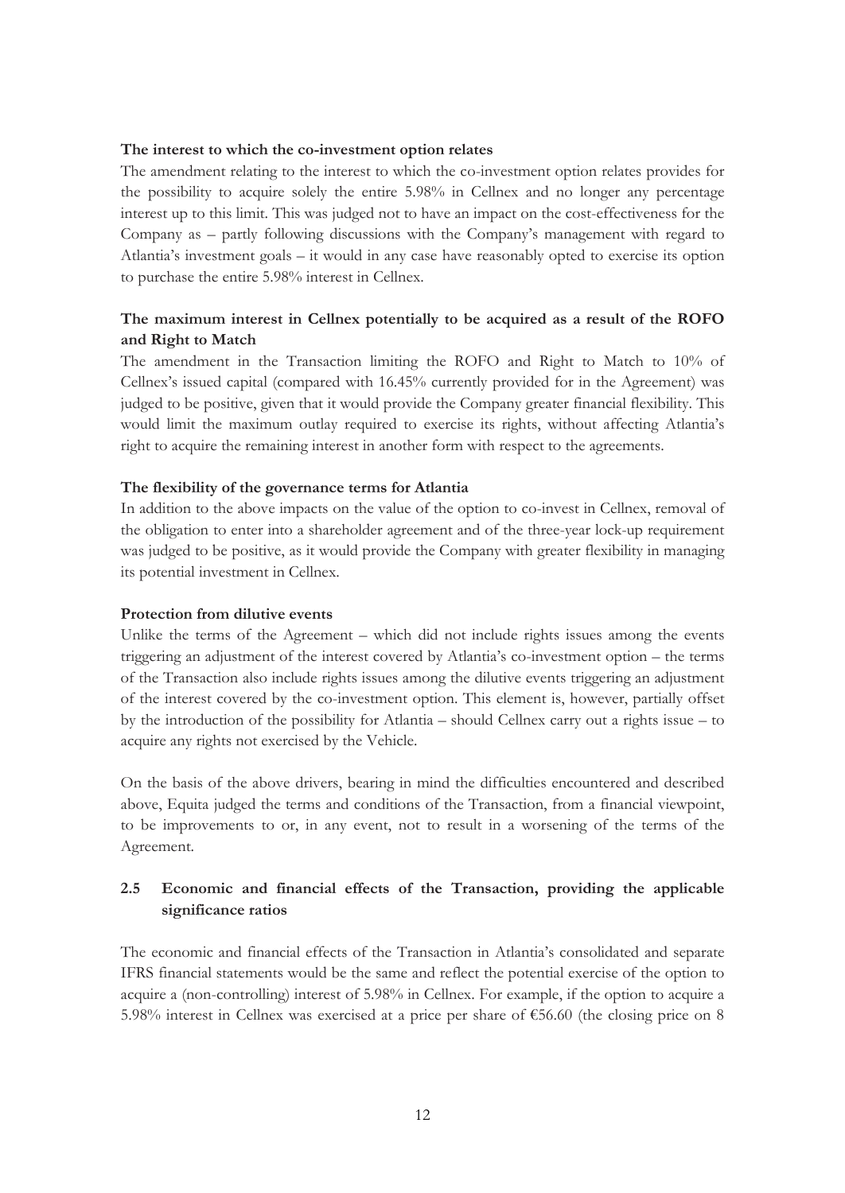**The interest to which the co-investment option relates**

The amendment relating to the interest to which the co-investment option relates provides for the possibility to acquire solely the entire 5.98% in Cellnex and no longer any percentage interest up to this limit. This was judged not to have an impact on the cost-effectiveness for the Company as – partly following discussions with the Company's management with regard to Atlantia's investment goals – it would in any case have reasonably opted to exercise its option to purchase the entire 5.98% interest in Cellnex.

**The maximum interest in Cellnex potentially to be acquired as a result of the ROFO and Right to Match**

The amendment in the Transaction limiting the ROFO and Right to Match to 10% of Cellnex's issued capital (compared with 16.45% currently provided for in the Agreement) was judged to be positive, given that it would provide the Company greater financial flexibility. This would limit the maximum outlay required to exercise its rights, without affecting Atlantia's right to acquire the remaining interest in another form with respect to the agreements.

**The flexibility of the governance terms for Atlantia**

In addition to the above impacts on the value of the option to co-invest in Cellnex, removal of the obligation to enter into a shareholder agreement and of the three-year lock-up requirement was judged to be positive, as it would provide the Company with greater flexibility in managing its potential investment in Cellnex.

**Protection from dilutive events**

Unlike the terms of the Agreement – which did not include rights issues among the events triggering an adjustment of the interest covered by Atlantia's co-investment option – the terms of the Transaction also include rights issues among the dilutive events triggering an adjustment of the interest covered by the co-investment option. This element is, however, partially offset by the introduction of the possibility for Atlantia – should Cellnex carry out a rights issue – to acquire any rights not exercised by the Vehicle.

On the basis of the above drivers, bearing in mind the difficulties encountered and described above, Equita judged the terms and conditions of the Transaction, from a financial viewpoint, to be improvements to or, in any event, not to result in a worsening of the terms of the Agreement.

## 2.5 Economic and financial effects of the Transaction, providing the applicable significance ratios

The economic and financial effects of the Transaction in Atlantia's consolidated and separate IFRS financial statements would be the same and reflect the potential exercise of the option to acquire a (non-controlling) interest of 5.98% in Cellnex. For example, if the option to acquire a 5.98% interest in Cellnex was exercised at a price per share of €56.60 (the closing price on 8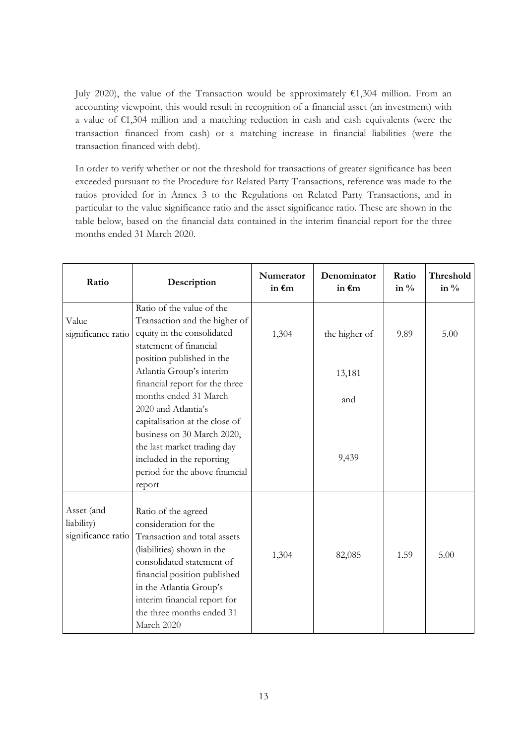July 2020), the value of the Transaction would be approximately €1,304 million. From an accounting viewpoint, this would result in recognition of a financial asset (an investment) with a value of €1,304 million and a matching reduction in cash and cash equivalents (were the transaction financed from cash) or a matching increase in financial liabilities (were the transaction financed with debt).

In order to verify whether or not the threshold for transactions of greater significance has been exceeded pursuant to the Procedure for Related Party Transactions, reference was made to the ratios provided for in Annex 3 to the Regulations on Related Party Transactions, and in particular to the value significance ratio and the asset significance ratio. These are shown in the table below, based on the financial data contained in the interim financial report for the three months ended 31 March 2020.

| Ratio | Description | Numerator in €m | Denominator in €m | Ratio in % | Threshold in % |
|---|---|---|---|---|---|
| Value significance ratio | Ratio of the value of the Transaction and the higher of equity in the consolidated statement of financial position published in the Atlantia Group's interim financial report for the three months ended 31 March 2020 and Atlantia's capitalisation at the close of business on 30 March 2020, the last market trading day included in the reporting period for the above financial report | 1,304 | the higher of 13,181 and 9,439 | 9.89 | 5.00 |
| Asset (and liability) significance ratio | Ratio of the agreed consideration for the Transaction and total assets (liabilities) shown in the consolidated statement of financial position published in the Atlantia Group's interim financial report for the three months ended 31 March 2020 | 1,304 | 82,085 | 1.59 | 5.00 |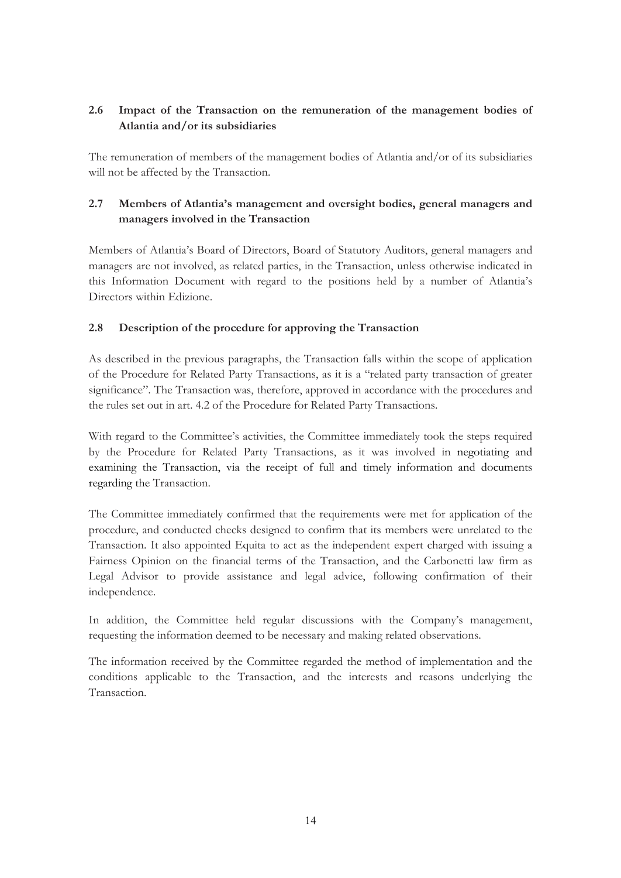### 2.6 Impact of the Transaction on the remuneration of the management bodies of Atlantia and/or its subsidiaries

The remuneration of members of the management bodies of Atlantia and/or of its subsidiaries will not be affected by the Transaction.

### 2.7 Members of Atlantia's management and oversight bodies, general managers and managers involved in the Transaction

Members of Atlantia's Board of Directors, Board of Statutory Auditors, general managers and managers are not involved, as related parties, in the Transaction, unless otherwise indicated in this Information Document with regard to the positions held by a number of Atlantia's Directors within Edizione.

### 2.8 Description of the procedure for approving the Transaction

As described in the previous paragraphs, the Transaction falls within the scope of application of the Procedure for Related Party Transactions, as it is a "related party transaction of greater significance". The Transaction was, therefore, approved in accordance with the procedures and the rules set out in art. 4.2 of the Procedure for Related Party Transactions.

With regard to the Committee's activities, the Committee immediately took the steps required by the Procedure for Related Party Transactions, as it was involved in negotiating and examining the Transaction, via the receipt of full and timely information and documents regarding the Transaction.

The Committee immediately confirmed that the requirements were met for application of the procedure, and conducted checks designed to confirm that its members were unrelated to the Transaction. It also appointed Equita to act as the independent expert charged with issuing a Fairness Opinion on the financial terms of the Transaction, and the Carbonetti law firm as Legal Advisor to provide assistance and legal advice, following confirmation of their independence.

In addition, the Committee held regular discussions with the Company's management, requesting the information deemed to be necessary and making related observations.

The information received by the Committee regarded the method of implementation and the conditions applicable to the Transaction, and the interests and reasons underlying the Transaction.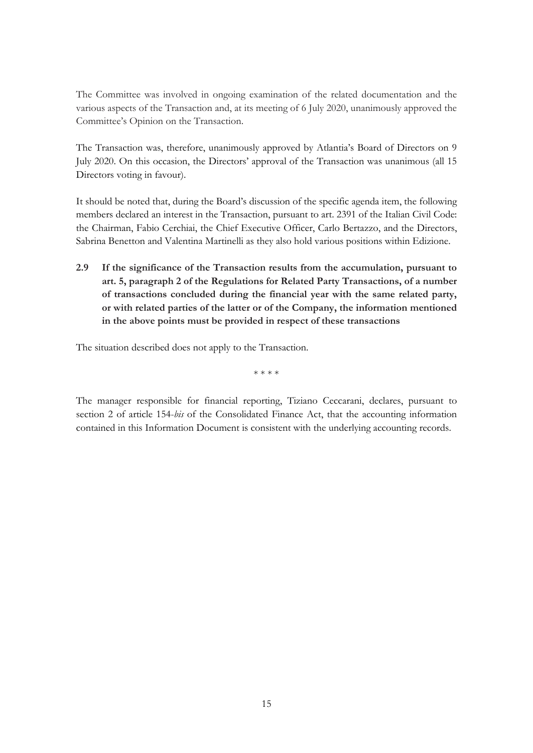The Committee was involved in ongoing examination of the related documentation and the various aspects of the Transaction and, at its meeting of 6 July 2020, unanimously approved the Committee's Opinion on the Transaction.

The Transaction was, therefore, unanimously approved by Atlantia's Board of Directors on 9 July 2020. On this occasion, the Directors' approval of the Transaction was unanimous (all 15 Directors voting in favour).

It should be noted that, during the Board's discussion of the specific agenda item, the following members declared an interest in the Transaction, pursuant to art. 2391 of the Italian Civil Code: the Chairman, Fabio Cerchiai, the Chief Executive Officer, Carlo Bertazzo, and the Directors, Sabrina Benetton and Valentina Martinelli as they also hold various positions within Edizione.

**2.9 If the significance of the Transaction results from the accumulation, pursuant to art. 5, paragraph 2 of the Regulations for Related Party Transactions, of a number of transactions concluded during the financial year with the same related party, or with related parties of the latter or of the Company, the information mentioned in the above points must be provided in respect of these transactions**

The situation described does not apply to the Transaction.

\* \* \* \*

The manager responsible for financial reporting, Tiziano Ceccarani, declares, pursuant to section 2 of article 154-*bis* of the Consolidated Finance Act, that the accounting information contained in this Information Document is consistent with the underlying accounting records.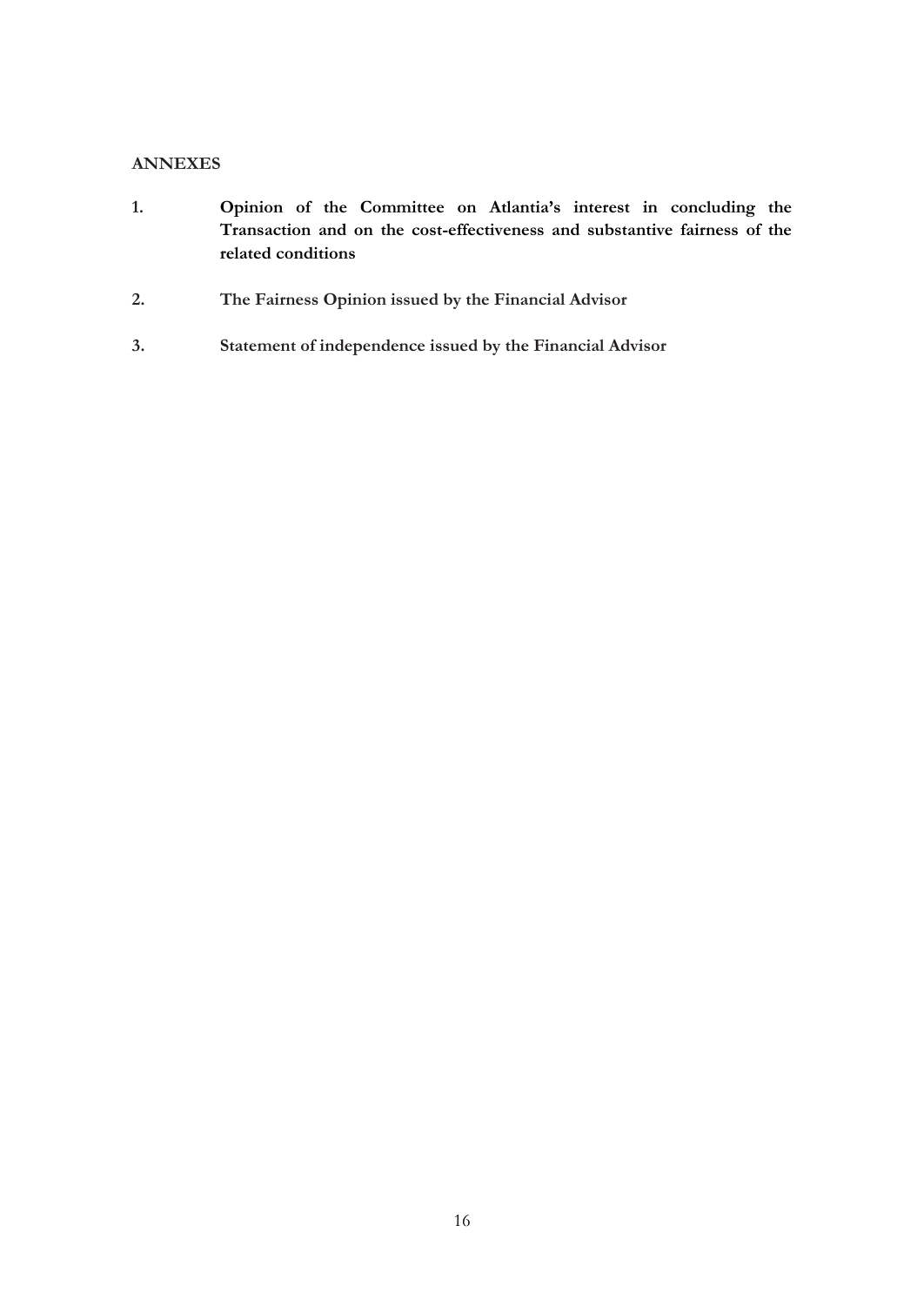**ANNEXES**

1. **Opinion of the Committee on Atlantia's interest in concluding the Transaction and on the cost-effectiveness and substantive fairness of the related conditions**

2. **The Fairness Opinion issued by the Financial Advisor**

3. **Statement of independence issued by the Financial Advisor**